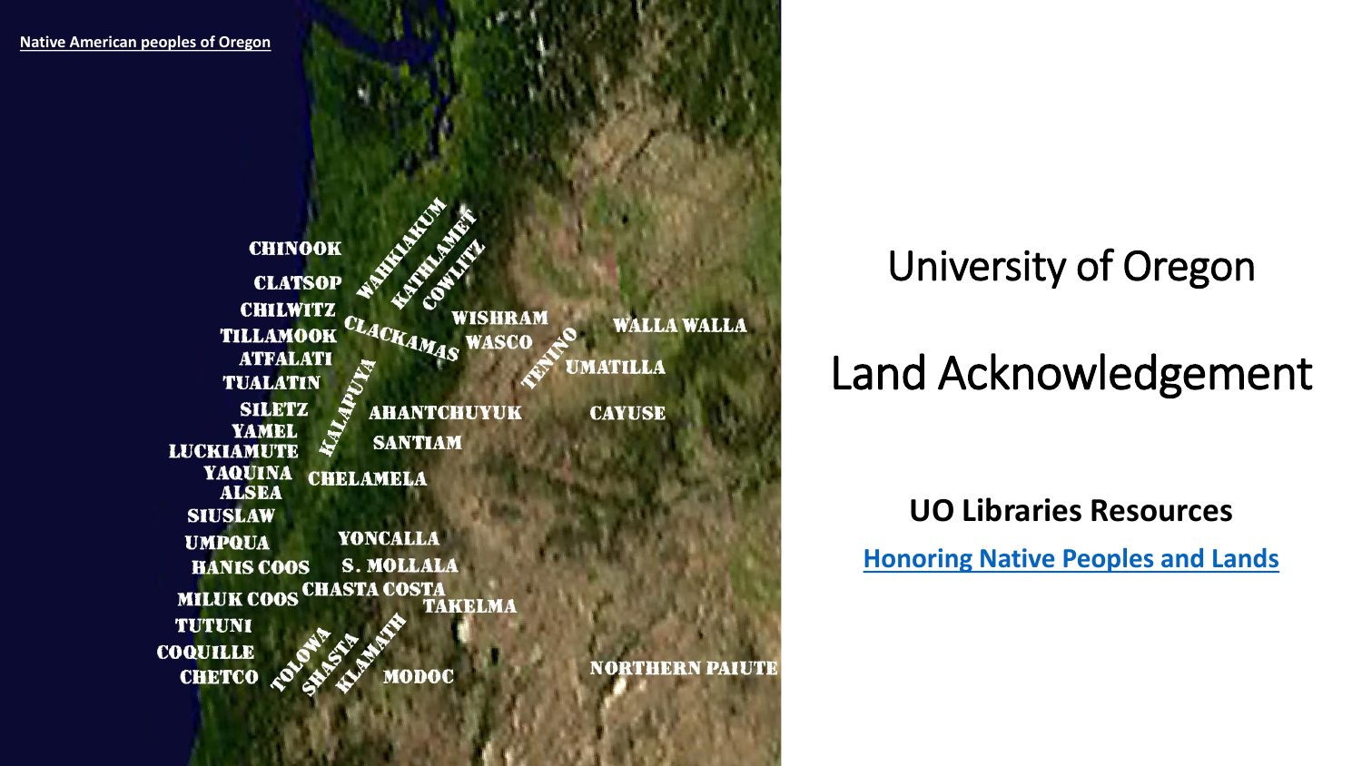[Native American peoples of Oregon](#)

CHINOOK
CLATSOP
CHILWITZ
TILLAMOOK
ATFALATI
TUALATIN
SILETZ
YAMEL
LUCKIAMUTE
YAQUINA
ALSEA
SIUSLAW
UMPQUA
HANIS COOS
MILUK COOS
TUTUNI
COQUILLE
CHETCO
TOLOWA
SHASTA
KLAMATH
MODOC
WAHKIAKUM
KATHLAMET
COWLITZ
CLACKAMAS
KALAPUYA
WISHRAM
WASCO
TENINO
AHANTCHUYUK
SANTIAM
CHELAMELA
YONCALLA
S. MOLLALA
CHASTA COSTA
TAKELMA
WALLA WALLA
UMATILLA
CAYUSE
NORTHERN PAIUTE

# University of Oregon

# Land Acknowledgement

**UO Libraries Resources**

[Honoring Native Peoples and Lands](#)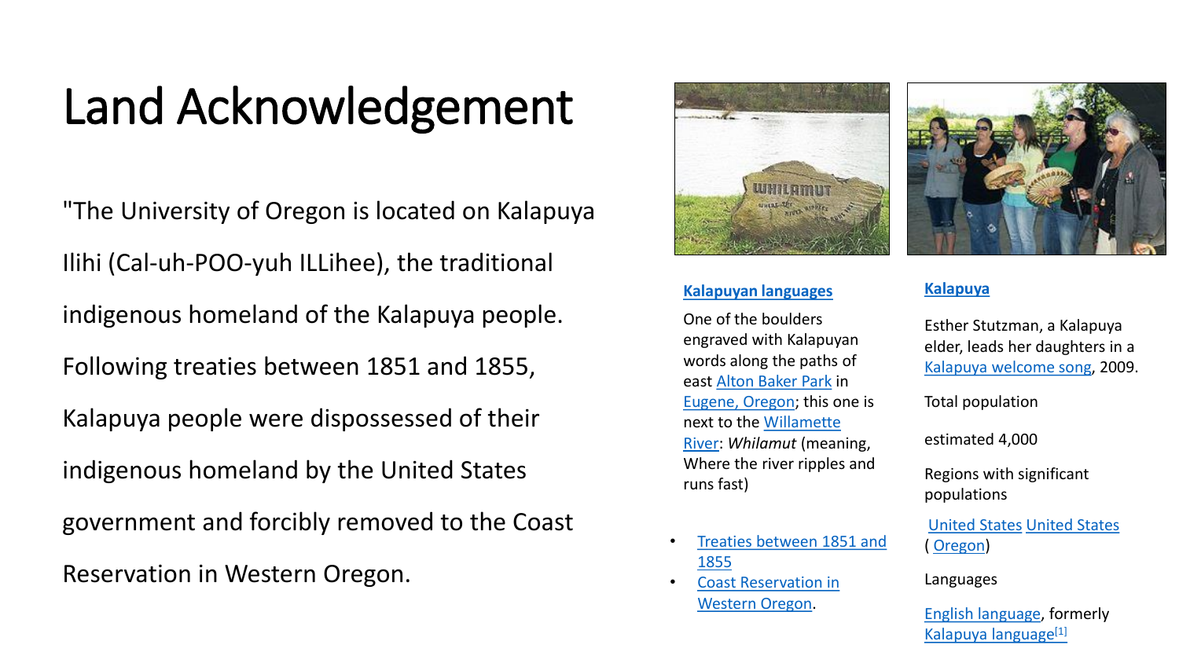# Land Acknowledgement

"The University of Oregon is located on Kalapuya Ilihi (Cal-uh-POO-yuh ILLihee), the traditional indigenous homeland of the Kalapuya people. Following treaties between 1851 and 1855, Kalapuya people were dispossessed of their indigenous homeland by the United States government and forcibly removed to the Coast Reservation in Western Oregon.

**Kalapuyan languages**

One of the boulders engraved with Kalapuyan words along the paths of east Alton Baker Park in Eugene, Oregon; this one is next to the Willamette River: *Whilamut* (meaning, Where the river ripples and runs fast)

- Treaties between 1851 and 1855
- Coast Reservation in Western Oregon.

**Kalapuya**

Esther Stutzman, a Kalapuya elder, leads her daughters in a Kalapuya welcome song, 2009.

Total population

estimated 4,000

Regions with significant populations

United States United States (Oregon)

Languages

English language, formerly Kalapuya language[1]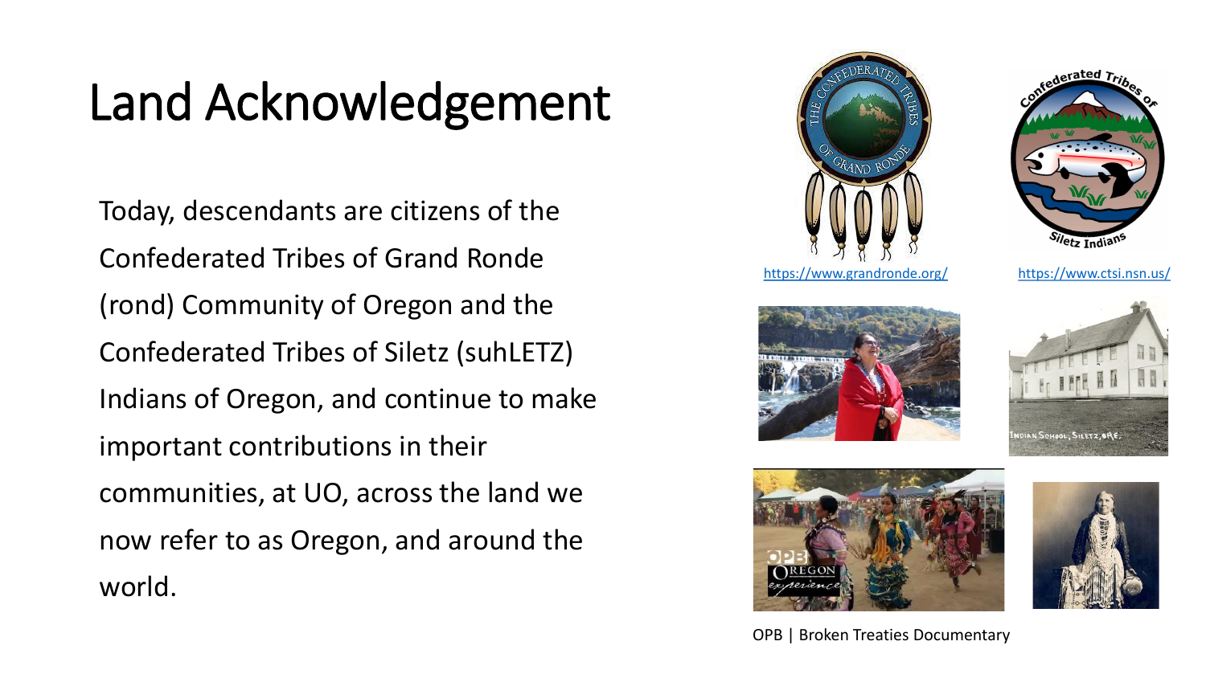# Land Acknowledgement

Today, descendants are citizens of the Confederated Tribes of Grand Ronde (rond) Community of Oregon and the Confederated Tribes of Siletz (suhLETZ) Indians of Oregon, and continue to make important contributions in their communities, at UO, across the land we now refer to as Oregon, and around the world.

https://www.grandronde.org/

https://www.ctsi.nsn.us/

OPB | Broken Treaties Documentary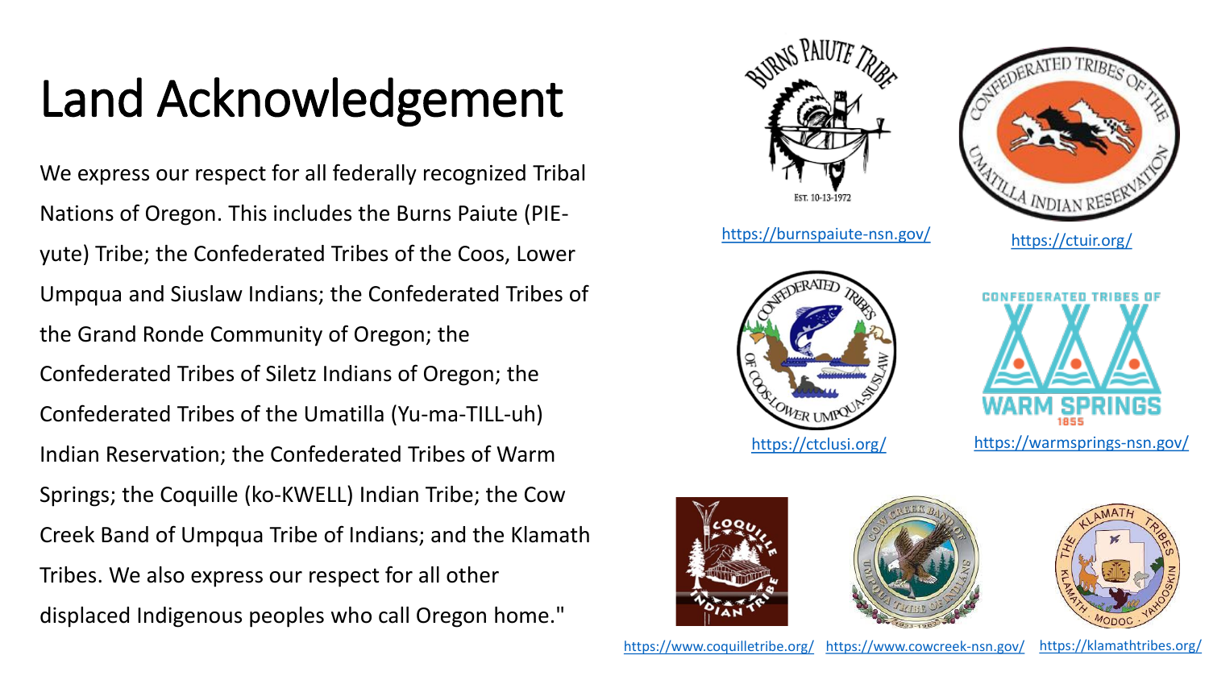# Land Acknowledgement

We express our respect for all federally recognized Tribal Nations of Oregon. This includes the Burns Paiute (PIE-yute) Tribe; the Confederated Tribes of the Coos, Lower Umpqua and Siuslaw Indians; the Confederated Tribes of the Grand Ronde Community of Oregon; the Confederated Tribes of Siletz Indians of Oregon; the Confederated Tribes of the Umatilla (Yu-ma-TILL-uh) Indian Reservation; the Confederated Tribes of Warm Springs; the Coquille (ko-KWELL) Indian Tribe; the Cow Creek Band of Umpqua Tribe of Indians; and the Klamath Tribes. We also express our respect for all other displaced Indigenous peoples who call Oregon home."

https://burnspaiute-nsn.gov/

https://ctuir.org/

https://ctclusi.org/

https://warmsprings-nsn.gov/

https://www.coquilletribe.org/

https://www.cowcreek-nsn.gov/

https://klamathtribes.org/